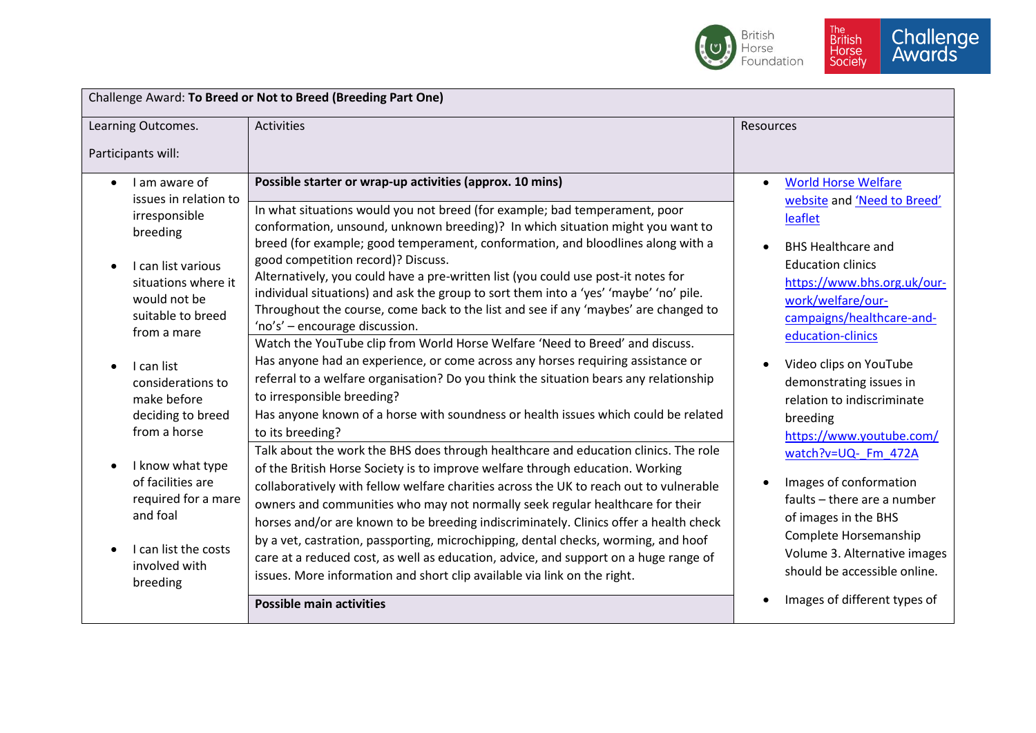| Challenge Award: **To Breed or Not to Breed (Breeding Part One)** | | |
|---|---|---|
| Learning Outcomes.<br><br>Participants will: | Activities | Resources |
| • I am aware of issues in relation to irresponsible breeding<br><br>• I can list various situations where it would not be suitable to breed from a mare<br><br>• I can list considerations to make before deciding to breed from a horse<br><br>• I know what type of facilities are required for a mare and foal<br><br>• I can list the costs involved with breeding | **Possible starter or wrap-up activities (approx. 10 mins)**<br><br>In what situations would you not breed (for example; bad temperament, poor conformation, unsound, unknown breeding)? In which situation might you want to breed (for example; good temperament, conformation, and bloodlines along with a good competition record)? Discuss.<br>Alternatively, you could have a pre-written list (you could use post-it notes for individual situations) and ask the group to sort them into a 'yes' 'maybe' 'no' pile. Throughout the course, come back to the list and see if any 'maybes' are changed to 'no's' – encourage discussion.<br><br>Watch the YouTube clip from World Horse Welfare 'Need to Breed' and discuss.<br>Has anyone had an experience, or come across any horses requiring assistance or referral to a welfare organisation? Do you think the situation bears any relationship to irresponsible breeding?<br>Has anyone known of a horse with soundness or health issues which could be related to its breeding?<br><br>Talk about the work the BHS does through healthcare and education clinics. The role of the British Horse Society is to improve welfare through education. Working collaboratively with fellow welfare charities across the UK to reach out to vulnerable owners and communities who may not normally seek regular healthcare for their horses and/or are known to be breeding indiscriminately. Clinics offer a health check by a vet, castration, passporting, microchipping, dental checks, worming, and hoof care at a reduced cost, as well as education, advice, and support on a huge range of issues. More information and short clip available via link on the right.<br><br>**Possible main activities** | • World Horse Welfare website and 'Need to Breed' leaflet<br><br>• BHS Healthcare and Education clinics https://www.bhs.org.uk/our-work/welfare/our-campaigns/healthcare-and-education-clinics<br><br>• Video clips on YouTube demonstrating issues in relation to indiscriminate breeding https://www.youtube.com/watch?v=UQ-_Fm_472A<br><br>• Images of conformation faults – there are a number of images in the BHS Complete Horsemanship Volume 3. Alternative images should be accessible online.<br><br>• Images of different types of |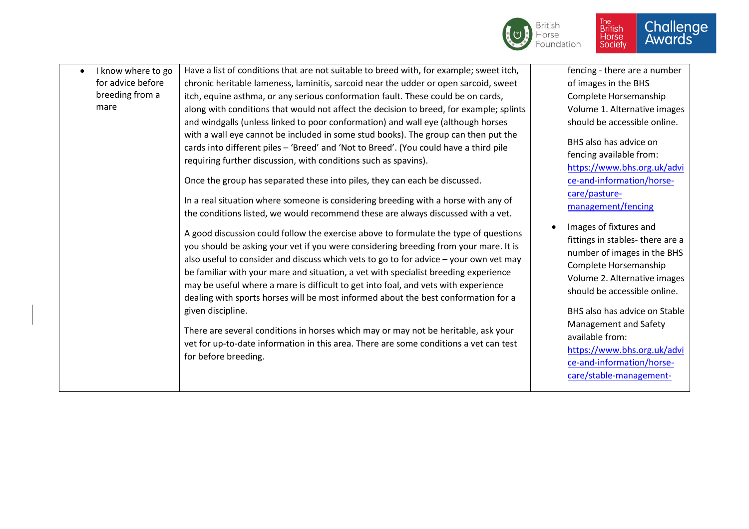| | | |
|---|---|---|
| • I know where to go for advice before breeding from a mare | Have a list of conditions that are not suitable to breed with, for example; sweet itch, chronic heritable lameness, laminitis, sarcoid near the udder or open sarcoid, sweet itch, equine asthma, or any serious conformation fault. These could be on cards, along with conditions that would not affect the decision to breed, for example; splints and windgalls (unless linked to poor conformation) and wall eye (although horses with a wall eye cannot be included in some stud books). The group can then put the cards into different piles – 'Breed' and 'Not to Breed'. (You could have a third pile requiring further discussion, with conditions such as spavins).<br><br>Once the group has separated these into piles, they can each be discussed.<br><br>In a real situation where someone is considering breeding with a horse with any of the conditions listed, we would recommend these are always discussed with a vet.<br><br>A good discussion could follow the exercise above to formulate the type of questions you should be asking your vet if you were considering breeding from your mare. It is also useful to consider and discuss which vets to go to for advice – your own vet may be familiar with your mare and situation, a vet with specialist breeding experience may be useful where a mare is difficult to get into foal, and vets with experience dealing with sports horses will be most informed about the best conformation for a given discipline.<br><br>There are several conditions in horses which may or may not be heritable, ask your vet for up-to-date information in this area. There are some conditions a vet can test for before breeding. | fencing - there are a number of images in the BHS Complete Horsemanship Volume 1. Alternative images should be accessible online.<br><br>BHS also has advice on fencing available from: https://www.bhs.org.uk/advice-and-information/horse-care/pasture-management/fencing<br><br>• Images of fixtures and fittings in stables- there are a number of images in the BHS Complete Horsemanship Volume 2. Alternative images should be accessible online.<br><br>BHS also has advice on Stable Management and Safety available from: https://www.bhs.org.uk/advice-and-information/horse-care/stable-management- |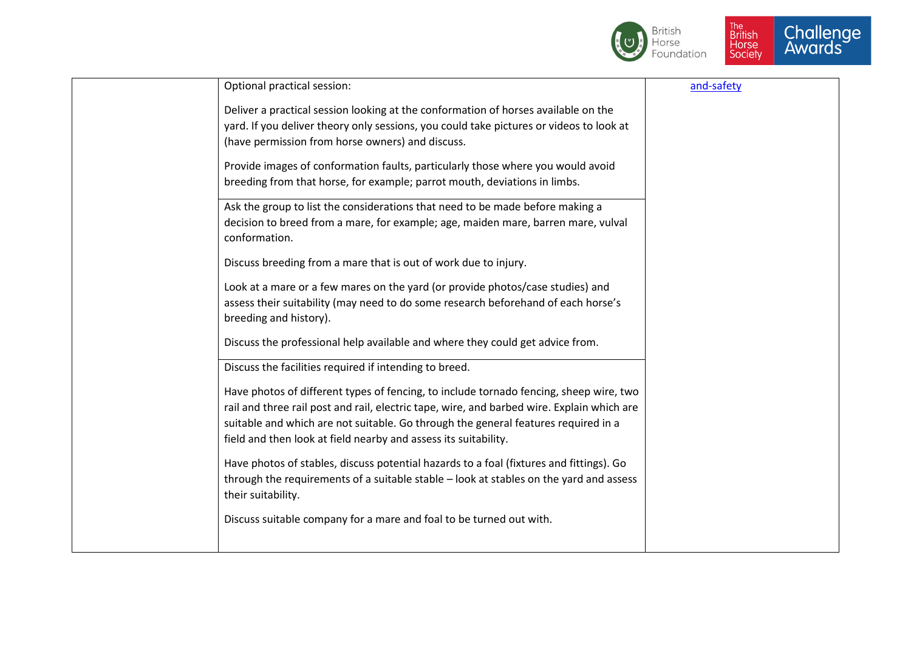| | | |
|---|---|---|
| | Optional practical session:<br><br>Deliver a practical session looking at the conformation of horses available on the yard. If you deliver theory only sessions, you could take pictures or videos to look at (have permission from horse owners) and discuss.<br><br>Provide images of conformation faults, particularly those where you would avoid breeding from that horse, for example; parrot mouth, deviations in limbs. | and-safety |
| | Ask the group to list the considerations that need to be made before making a decision to breed from a mare, for example; age, maiden mare, barren mare, vulval conformation.<br><br>Discuss breeding from a mare that is out of work due to injury.<br><br>Look at a mare or a few mares on the yard (or provide photos/case studies) and assess their suitability (may need to do some research beforehand of each horse's breeding and history).<br><br>Discuss the professional help available and where they could get advice from. | |
| | Discuss the facilities required if intending to breed.<br><br>Have photos of different types of fencing, to include tornado fencing, sheep wire, two rail and three rail post and rail, electric tape, wire, and barbed wire. Explain which are suitable and which are not suitable. Go through the general features required in a field and then look at field nearby and assess its suitability.<br><br>Have photos of stables, discuss potential hazards to a foal (fixtures and fittings). Go through the requirements of a suitable stable – look at stables on the yard and assess their suitability.<br><br>Discuss suitable company for a mare and foal to be turned out with. | |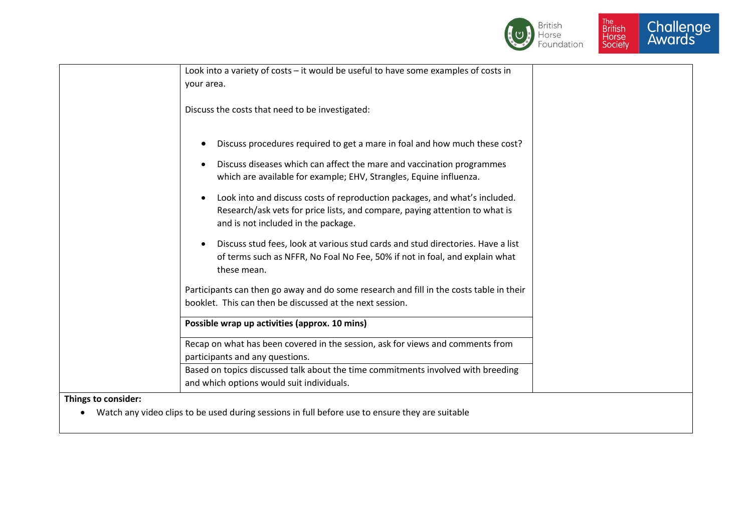| | | |
|---|---|---|
| | Look into a variety of costs – it would be useful to have some examples of costs in your area.<br><br>Discuss the costs that need to be investigated:<br><br>• Discuss procedures required to get a mare in foal and how much these cost?<br>• Discuss diseases which can affect the mare and vaccination programmes which are available for example; EHV, Strangles, Equine influenza.<br>• Look into and discuss costs of reproduction packages, and what's included. Research/ask vets for price lists, and compare, paying attention to what is and is not included in the package.<br>• Discuss stud fees, look at various stud cards and stud directories. Have a list of terms such as NFFR, No Foal No Fee, 50% if not in foal, and explain what these mean.<br><br>Participants can then go away and do some research and fill in the costs table in their booklet. This can then be discussed at the next session. | |
| | **Possible wrap up activities (approx. 10 mins)** | |
| | Recap on what has been covered in the session, ask for views and comments from participants and any questions. | |
| | Based on topics discussed talk about the time commitments involved with breeding and which options would suit individuals. | |

**Things to consider:**

- Watch any video clips to be used during sessions in full before use to ensure they are suitable